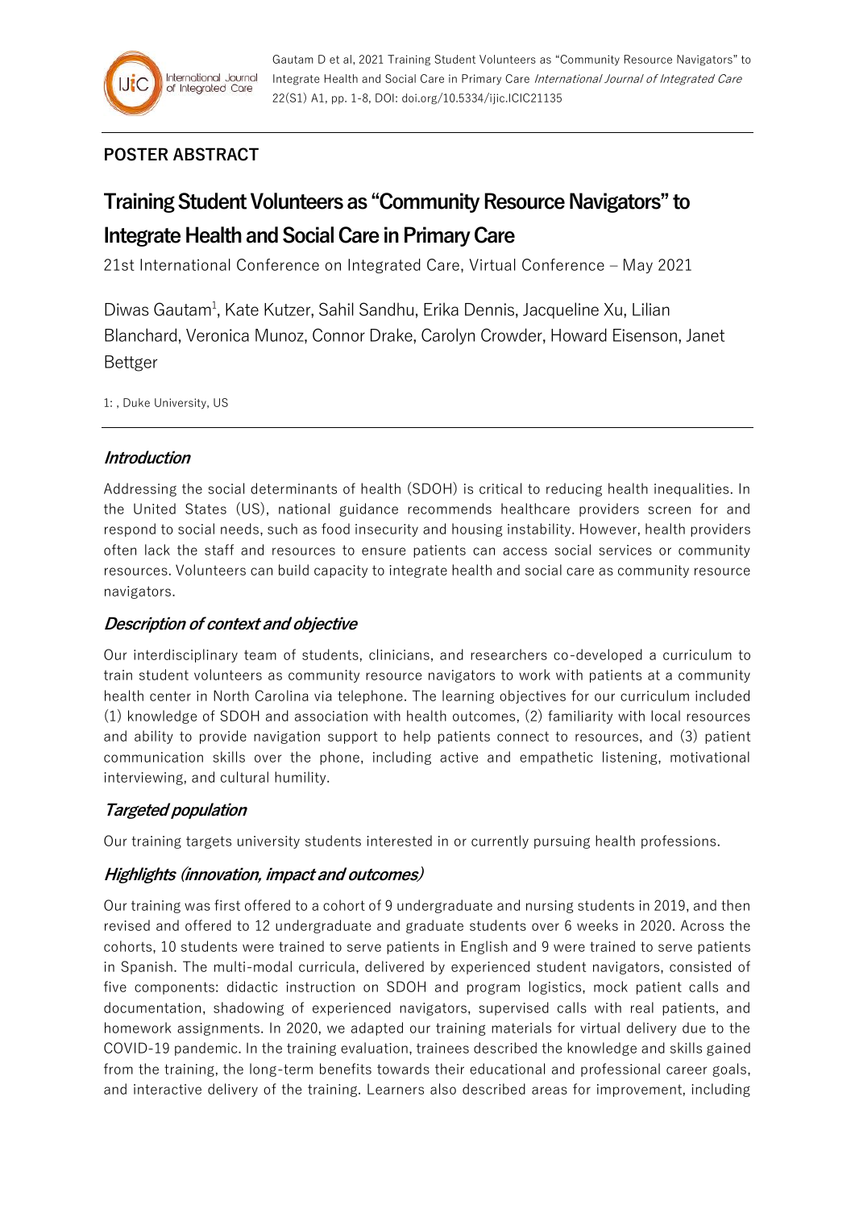## POSTER ABSTRACT

# Training Student Volunteers as "Community Resource Navigators" to Integrate Health and Social Care in Primary Care

21st International Conference on Integrated Care, Virtual Conference – May 2021

Diwas Gautam[1], Kate Kutzer, Sahil Sandhu, Erika Dennis, Jacqueline Xu, Lilian Blanchard, Veronica Munoz, Connor Drake, Carolyn Crowder, Howard Eisenson, Janet Bettger

1: , Duke University, US

### *Introduction*

Addressing the social determinants of health (SDOH) is critical to reducing health inequalities. In the United States (US), national guidance recommends healthcare providers screen for and respond to social needs, such as food insecurity and housing instability. However, health providers often lack the staff and resources to ensure patients can access social services or community resources. Volunteers can build capacity to integrate health and social care as community resource navigators.

### *Description of context and objective*

Our interdisciplinary team of students, clinicians, and researchers co-developed a curriculum to train student volunteers as community resource navigators to work with patients at a community health center in North Carolina via telephone. The learning objectives for our curriculum included (1) knowledge of SDOH and association with health outcomes, (2) familiarity with local resources and ability to provide navigation support to help patients connect to resources, and (3) patient communication skills over the phone, including active and empathetic listening, motivational interviewing, and cultural humility.

### *Targeted population*

Our training targets university students interested in or currently pursuing health professions.

### *Highlights (innovation, impact and outcomes)*

Our training was first offered to a cohort of 9 undergraduate and nursing students in 2019, and then revised and offered to 12 undergraduate and graduate students over 6 weeks in 2020. Across the cohorts, 10 students were trained to serve patients in English and 9 were trained to serve patients in Spanish. The multi-modal curricula, delivered by experienced student navigators, consisted of five components: didactic instruction on SDOH and program logistics, mock patient calls and documentation, shadowing of experienced navigators, supervised calls with real patients, and homework assignments. In 2020, we adapted our training materials for virtual delivery due to the COVID-19 pandemic. In the training evaluation, trainees described the knowledge and skills gained from the training, the long-term benefits towards their educational and professional career goals, and interactive delivery of the training. Learners also described areas for improvement, including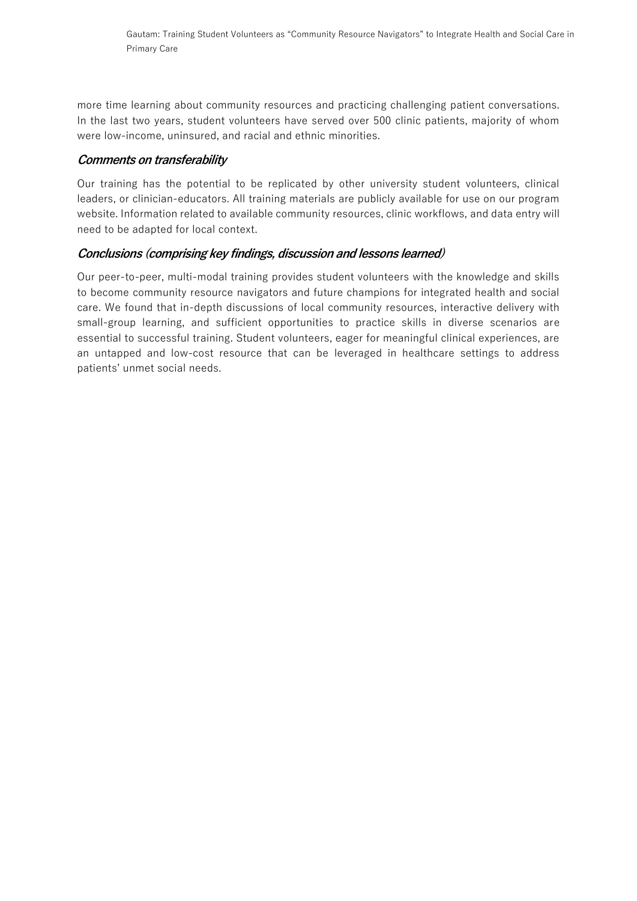more time learning about community resources and practicing challenging patient conversations. In the last two years, student volunteers have served over 500 clinic patients, majority of whom were low-income, uninsured, and racial and ethnic minorities.

### *Comments on transferability*

Our training has the potential to be replicated by other university student volunteers, clinical leaders, or clinician-educators. All training materials are publicly available for use on our program website. Information related to available community resources, clinic workflows, and data entry will need to be adapted for local context.

### *Conclusions (comprising key findings, discussion and lessons learned)*

Our peer-to-peer, multi-modal training provides student volunteers with the knowledge and skills to become community resource navigators and future champions for integrated health and social care. We found that in-depth discussions of local community resources, interactive delivery with small-group learning, and sufficient opportunities to practice skills in diverse scenarios are essential to successful training. Student volunteers, eager for meaningful clinical experiences, are an untapped and low-cost resource that can be leveraged in healthcare settings to address patients' unmet social needs.